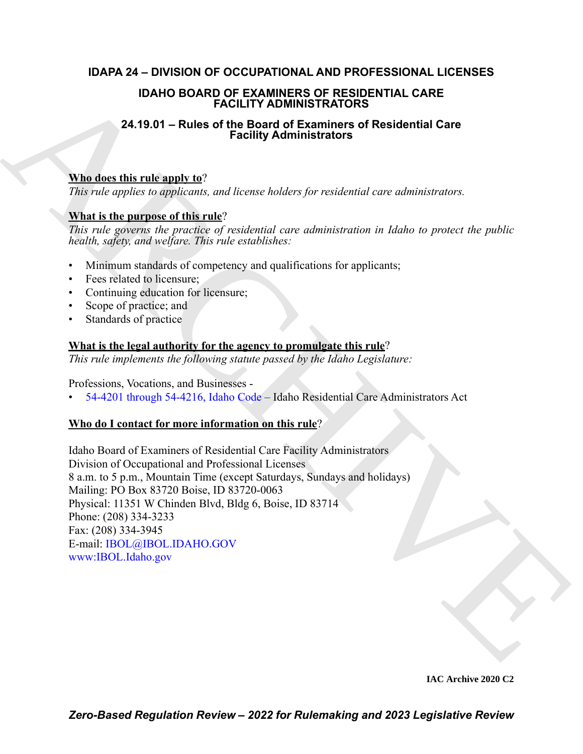# IDAPA 24 – DIVISION OF OCCUPATIONAL AND PROFESSIONAL LICENSES

## IDAHO BOARD OF EXAMINERS OF RESIDENTIAL CARE FACILITY ADMINISTRATORS

### 24.19.01 – Rules of the Board of Examiners of Residential Care Facility Administrators

**Who does this rule apply to**?

*This rule applies to applicants, and license holders for residential care administrators.*

**What is the purpose of this rule**?

*This rule governs the practice of residential care administration in Idaho to protect the public health, safety, and welfare. This rule establishes:*

- Minimum standards of competency and qualifications for applicants;
- Fees related to licensure;
- Continuing education for licensure;
- Scope of practice; and
- Standards of practice

**What is the legal authority for the agency to promulgate this rule**?

*This rule implements the following statute passed by the Idaho Legislature:*

Professions, Vocations, and Businesses -

- 54-4201 through 54-4216, Idaho Code – Idaho Residential Care Administrators Act

**Who do I contact for more information on this rule**?

Idaho Board of Examiners of Residential Care Facility Administrators
Division of Occupational and Professional Licenses
8 a.m. to 5 p.m., Mountain Time (except Saturdays, Sundays and holidays)
Mailing: PO Box 83720 Boise, ID 83720-0063
Physical: 11351 W Chinden Blvd, Bldg 6, Boise, ID 83714
Phone: (208) 334-3233
Fax: (208) 334-3945
E-mail: IBOL@IBOL.IDAHO.GOV
www:IBOL.Idaho.gov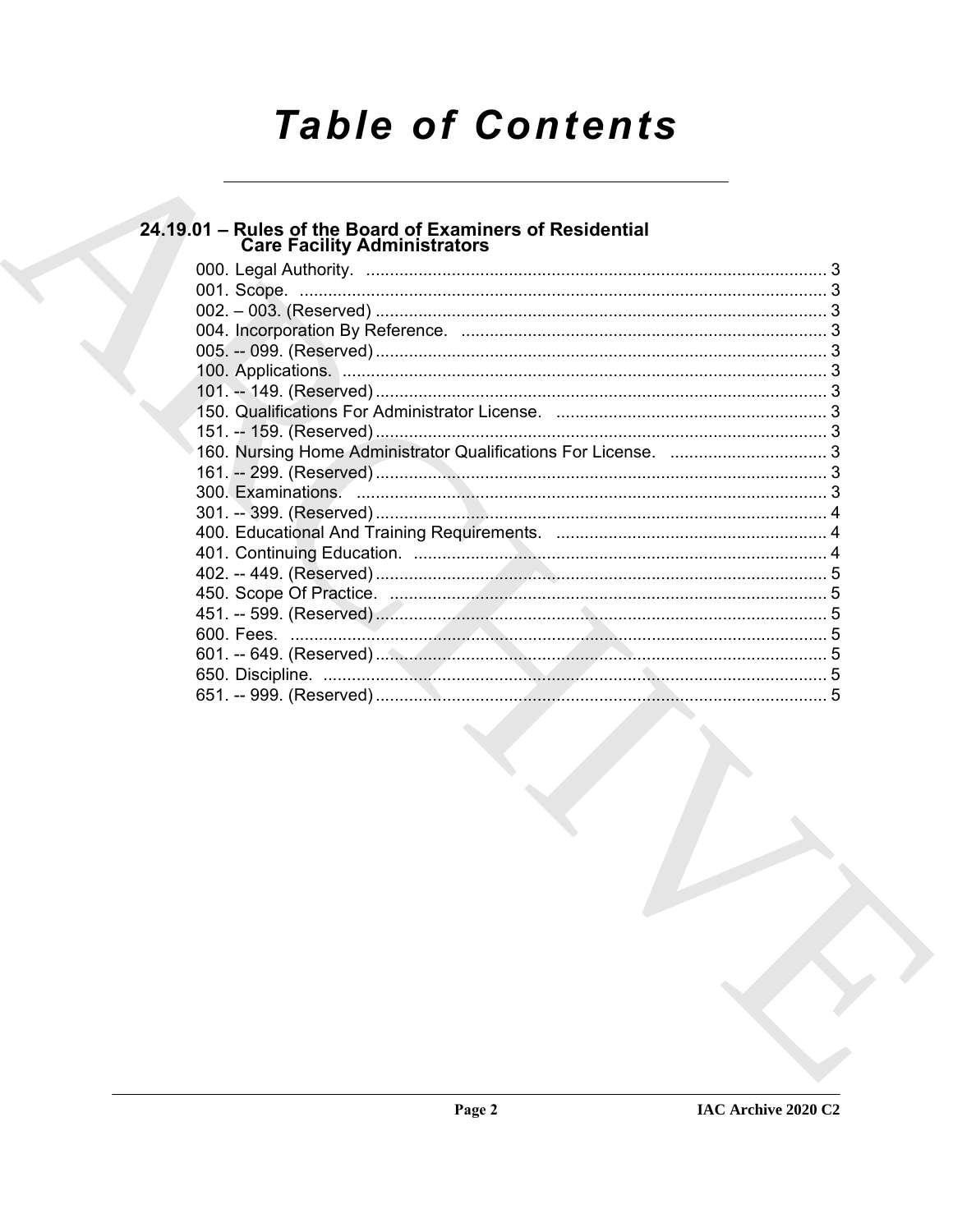# Table of Contents

## 24.19.01 – Rules of the Board of Examiners of Residential Care Facility Administrators

000. Legal Authority. ........................................................................................ 3
001. Scope. ........................................................................................................ 3
002. – 003. (Reserved) ....................................................................................... 3
004. Incorporation By Reference. ..................................................................... 3
005. -- 099. (Reserved) ....................................................................................... 3
100. Applications. .............................................................................................. 3
101. -- 149. (Reserved) ....................................................................................... 3
150. Qualifications For Administrator License. ................................................. 3
151. -- 159. (Reserved) ....................................................................................... 3
160. Nursing Home Administrator Qualifications For License. ......................... 3
161. -- 299. (Reserved) ....................................................................................... 3
300. Examinations. ............................................................................................ 3
301. -- 399. (Reserved) ....................................................................................... 4
400. Educational And Training Requirements. .................................................. 4
401. Continuing Education. ............................................................................... 4
402. -- 449. (Reserved) ....................................................................................... 5
450. Scope Of Practice. ..................................................................................... 5
451. -- 599. (Reserved) ....................................................................................... 5
600. Fees. .......................................................................................................... 5
601. -- 649. (Reserved) ....................................................................................... 5
650. Discipline. .................................................................................................. 5
651. -- 999. (Reserved) ....................................................................................... 5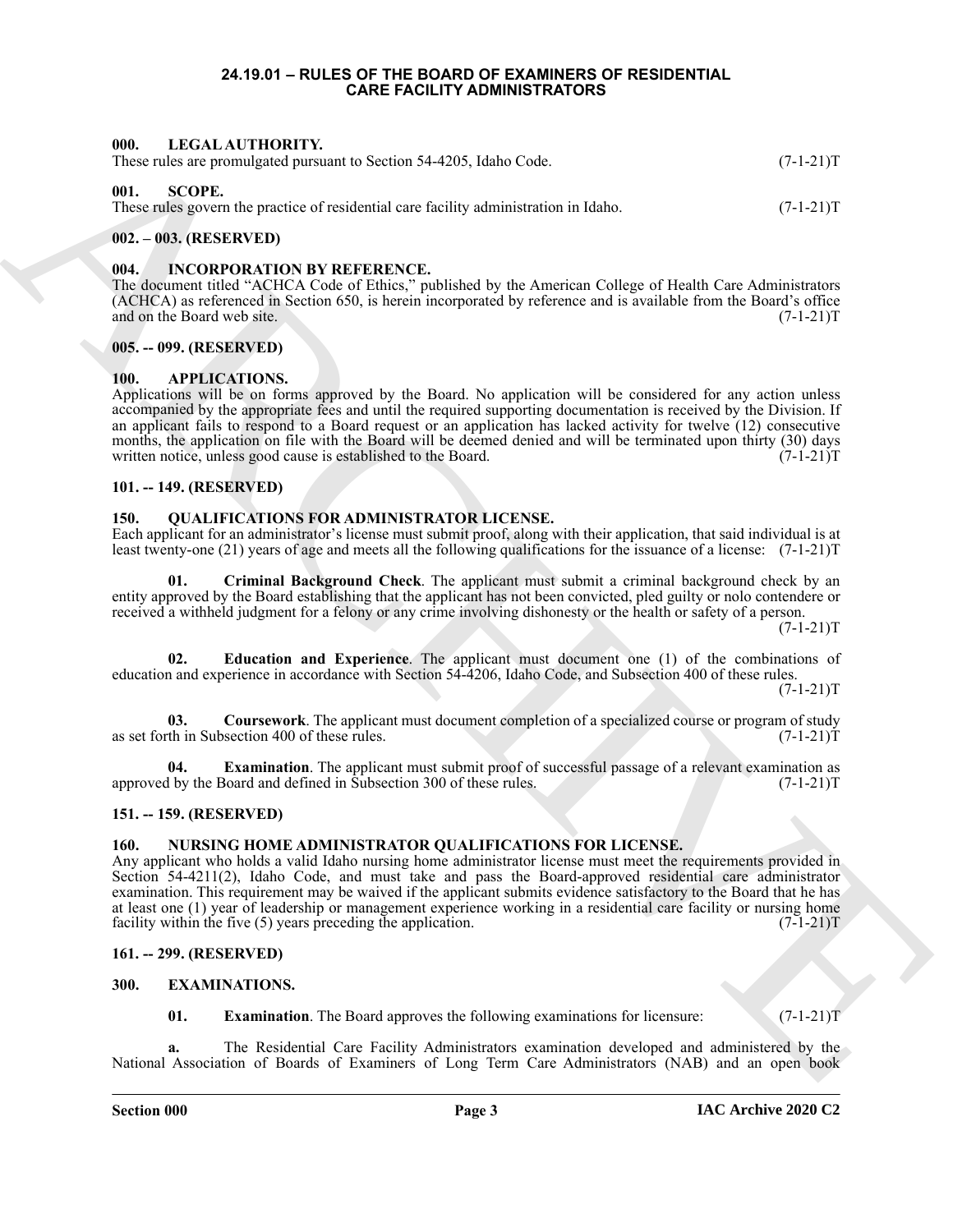# 24.19.01 – RULES OF THE BOARD OF EXAMINERS OF RESIDENTIAL CARE FACILITY ADMINISTRATORS

### 000. LEGAL AUTHORITY.

These rules are promulgated pursuant to Section 54-4205, Idaho Code. (7-1-21)T

### 001. SCOPE.

These rules govern the practice of residential care facility administration in Idaho. (7-1-21)T

### 002. – 003. (RESERVED)

### 004. INCORPORATION BY REFERENCE.

The document titled "ACHCA Code of Ethics," published by the American College of Health Care Administrators (ACHCA) as referenced in Section 650, is herein incorporated by reference and is available from the Board's office and on the Board web site. (7-1-21)T

### 005. -- 099. (RESERVED)

### 100. APPLICATIONS.

Applications will be on forms approved by the Board. No application will be considered for any action unless accompanied by the appropriate fees and until the required supporting documentation is received by the Division. If an applicant fails to respond to a Board request or an application has lacked activity for twelve (12) consecutive months, the application on file with the Board will be deemed denied and will be terminated upon thirty (30) days written notice, unless good cause is established to the Board. (7-1-21)T

### 101. -- 149. (RESERVED)

### 150. QUALIFICATIONS FOR ADMINISTRATOR LICENSE.

Each applicant for an administrator's license must submit proof, along with their application, that said individual is at least twenty-one (21) years of age and meets all the following qualifications for the issuance of a license: (7-1-21)T

**01. Criminal Background Check**. The applicant must submit a criminal background check by an entity approved by the Board establishing that the applicant has not been convicted, pled guilty or nolo contendere or received a withheld judgment for a felony or any crime involving dishonesty or the health or safety of a person. (7-1-21)T

**02. Education and Experience**. The applicant must document one (1) of the combinations of education and experience in accordance with Section 54-4206, Idaho Code, and Subsection 400 of these rules. (7-1-21)T

**03. Coursework**. The applicant must document completion of a specialized course or program of study as set forth in Subsection 400 of these rules. (7-1-21)T

**04. Examination**. The applicant must submit proof of successful passage of a relevant examination as approved by the Board and defined in Subsection 300 of these rules. (7-1-21)T

### 151. -- 159. (RESERVED)

### 160. NURSING HOME ADMINISTRATOR QUALIFICATIONS FOR LICENSE.

Any applicant who holds a valid Idaho nursing home administrator license must meet the requirements provided in Section 54-4211(2), Idaho Code, and must take and pass the Board-approved residential care administrator examination. This requirement may be waived if the applicant submits evidence satisfactory to the Board that he has at least one (1) year of leadership or management experience working in a residential care facility or nursing home facility within the five (5) years preceding the application. (7-1-21)T

### 161. -- 299. (RESERVED)

### 300. EXAMINATIONS.

**01. Examination**. The Board approves the following examinations for licensure: (7-1-21)T

**a.** The Residential Care Facility Administrators examination developed and administered by the National Association of Boards of Examiners of Long Term Care Administrators (NAB) and an open book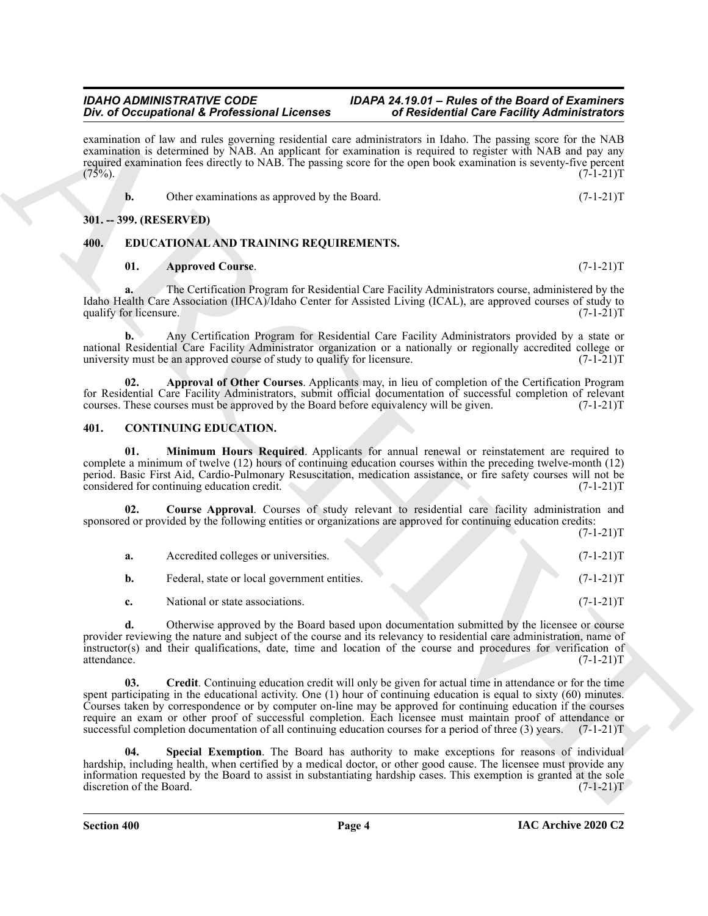examination of law and rules governing residential care administrators in Idaho. The passing score for the NAB examination is determined by NAB. An applicant for examination is required to register with NAB and pay any required examination fees directly to NAB. The passing score for the open book examination is seventy-five percent (75%). (7-1-21)T

**b.** Other examinations as approved by the Board. (7-1-21)T

**301. -- 399. (RESERVED)**

**400. EDUCATIONAL AND TRAINING REQUIREMENTS.**

**01. Approved Course**. (7-1-21)T

**a.** The Certification Program for Residential Care Facility Administrators course, administered by the Idaho Health Care Association (IHCA)/Idaho Center for Assisted Living (ICAL), are approved courses of study to qualify for licensure. (7-1-21)T

**b.** Any Certification Program for Residential Care Facility Administrators provided by a state or national Residential Care Facility Administrator organization or a nationally or regionally accredited college or university must be an approved course of study to qualify for licensure. (7-1-21)T

**02. Approval of Other Courses**. Applicants may, in lieu of completion of the Certification Program for Residential Care Facility Administrators, submit official documentation of successful completion of relevant courses. These courses must be approved by the Board before equivalency will be given. (7-1-21)T

**401. CONTINUING EDUCATION.**

**01. Minimum Hours Required**. Applicants for annual renewal or reinstatement are required to complete a minimum of twelve (12) hours of continuing education courses within the preceding twelve-month (12) period. Basic First Aid, Cardio-Pulmonary Resuscitation, medication assistance, or fire safety courses will not be considered for continuing education credit. (7-1-21)T

**02. Course Approval**. Courses of study relevant to residential care facility administration and sponsored or provided by the following entities or organizations are approved for continuing education credits: (7-1-21)T

**a.** Accredited colleges or universities. (7-1-21)T

**b.** Federal, state or local government entities. (7-1-21)T

**c.** National or state associations. (7-1-21)T

**d.** Otherwise approved by the Board based upon documentation submitted by the licensee or course provider reviewing the nature and subject of the course and its relevancy to residential care administration, name of instructor(s) and their qualifications, date, time and location of the course and procedures for verification of attendance. (7-1-21)T

**03. Credit**. Continuing education credit will only be given for actual time in attendance or for the time spent participating in the educational activity. One (1) hour of continuing education is equal to sixty (60) minutes. Courses taken by correspondence or by computer on-line may be approved for continuing education if the courses require an exam or other proof of successful completion. Each licensee must maintain proof of attendance or successful completion documentation of all continuing education courses for a period of three (3) years. (7-1-21)T

**04. Special Exemption**. The Board has authority to make exceptions for reasons of individual hardship, including health, when certified by a medical doctor, or other good cause. The licensee must provide any information requested by the Board to assist in substantiating hardship cases. This exemption is granted at the sole discretion of the Board. (7-1-21)T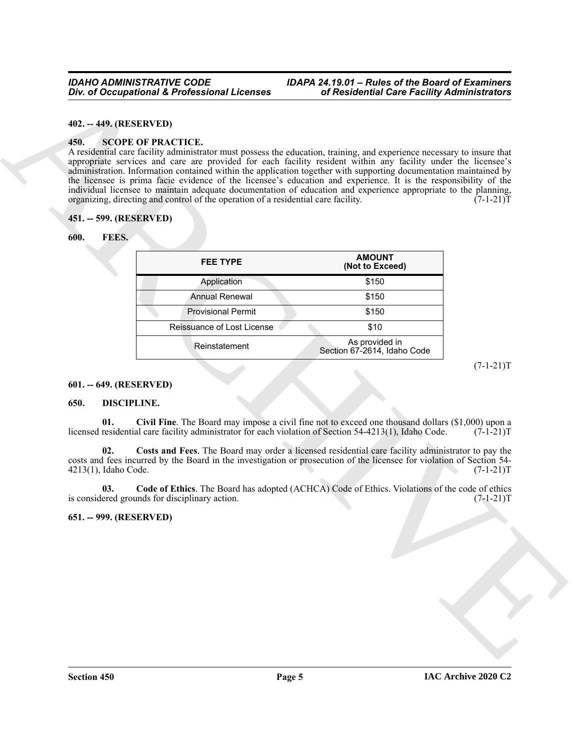**402. -- 449. (RESERVED)**

**450. SCOPE OF PRACTICE.**

A residential care facility administrator must possess the education, training, and experience necessary to insure that appropriate services and care are provided for each facility resident within any facility under the licensee's administration. Information contained within the application together with supporting documentation maintained by the licensee is prima facie evidence of the licensee's education and experience. It is the responsibility of the individual licensee to maintain adequate documentation of education and experience appropriate to the planning, organizing, directing and control of the operation of a residential care facility. (7-1-21)T

**451. -- 599. (RESERVED)**

**600. FEES.**

| FEE TYPE | AMOUNT (Not to Exceed) |
|---|---|
| Application | $150 |
| Annual Renewal | $150 |
| Provisional Permit | $150 |
| Reissuance of Lost License | $10 |
| Reinstatement | As provided in Section 67-2614, Idaho Code |

(7-1-21)T

**601. -- 649. (RESERVED)**

**650. DISCIPLINE.**

**01. Civil Fine**. The Board may impose a civil fine not to exceed one thousand dollars ($1,000) upon a licensed residential care facility administrator for each violation of Section 54-4213(1), Idaho Code. (7-1-21)T

**02. Costs and Fees**. The Board may order a licensed residential care facility administrator to pay the costs and fees incurred by the Board in the investigation or prosecution of the licensee for violation of Section 54-4213(1), Idaho Code. (7-1-21)T

**03. Code of Ethics**. The Board has adopted (ACHCA) Code of Ethics. Violations of the code of ethics is considered grounds for disciplinary action. (7-1-21)T

**651. -- 999. (RESERVED)**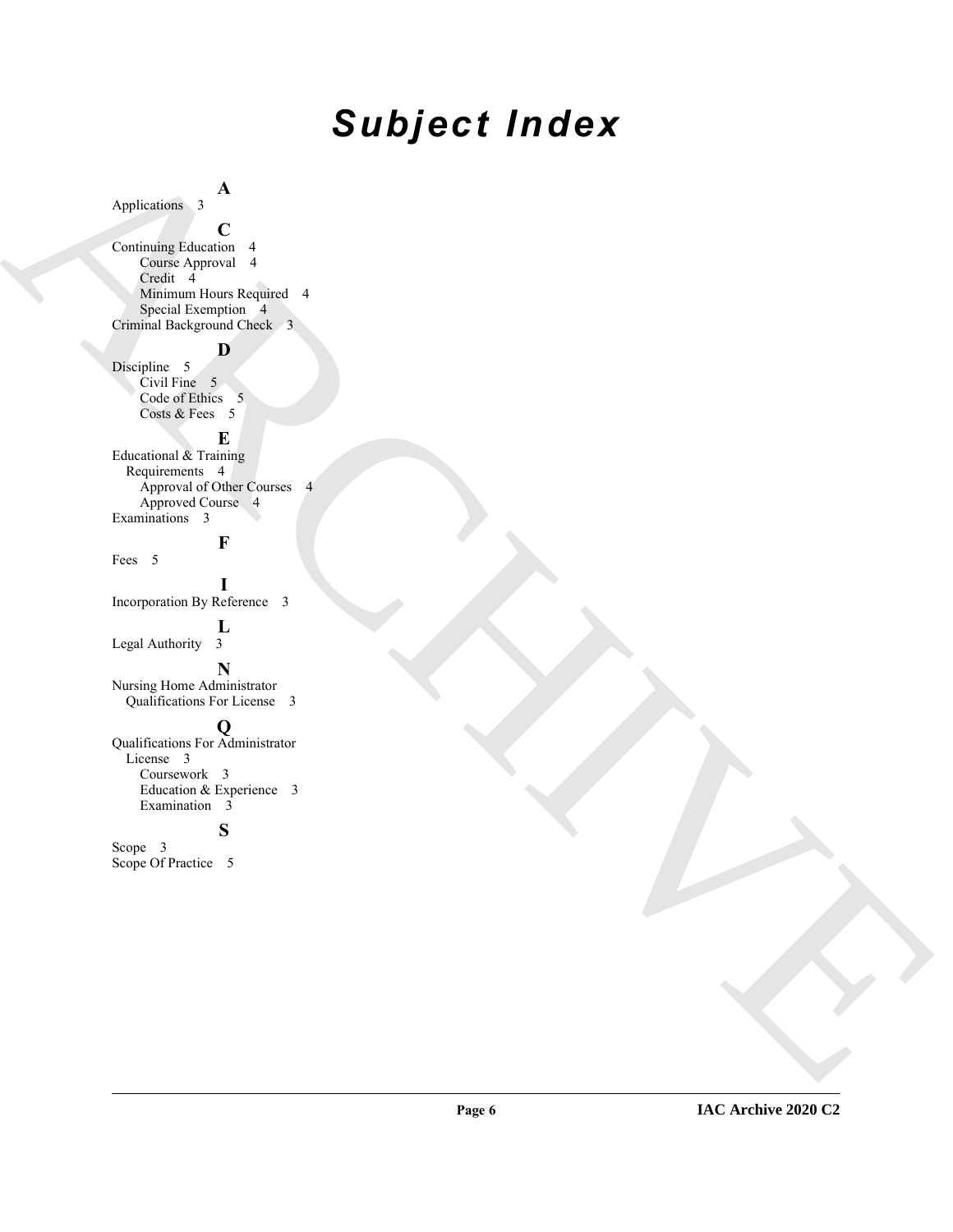# Subject Index

**A**

Applications 3

**C**

Continuing Education 4
- Course Approval 4
- Credit 4
- Minimum Hours Required 4
- Special Exemption 4

Criminal Background Check 3

**D**

Discipline 5
- Civil Fine 5
- Code of Ethics 5
- Costs & Fees 5

**E**

Educational & Training Requirements 4
- Approval of Other Courses 4
- Approved Course 4

Examinations 3

**F**

Fees 5

**I**

Incorporation By Reference 3

**L**

Legal Authority 3

**N**

Nursing Home Administrator Qualifications For License 3

**Q**

Qualifications For Administrator License 3
- Coursework 3
- Education & Experience 3
- Examination 3

**S**

Scope 3

Scope Of Practice 5